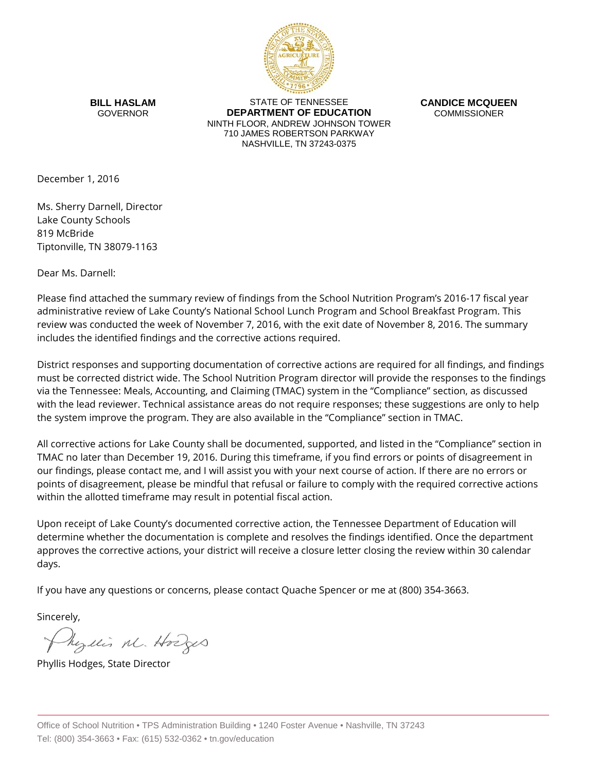**BILL HASLAM**
GOVERNOR

STATE OF TENNESSEE
**DEPARTMENT OF EDUCATION**
NINTH FLOOR, ANDREW JOHNSON TOWER
710 JAMES ROBERTSON PARKWAY
NASHVILLE, TN 37243-0375

**CANDICE MCQUEEN**
COMMISSIONER

December 1, 2016

Ms. Sherry Darnell, Director
Lake County Schools
819 McBride
Tiptonville, TN 38079-1163

Dear Ms. Darnell:

Please find attached the summary review of findings from the School Nutrition Program's 2016-17 fiscal year administrative review of Lake County's National School Lunch Program and School Breakfast Program. This review was conducted the week of November 7, 2016, with the exit date of November 8, 2016. The summary includes the identified findings and the corrective actions required.

District responses and supporting documentation of corrective actions are required for all findings, and findings must be corrected district wide. The School Nutrition Program director will provide the responses to the findings via the Tennessee: Meals, Accounting, and Claiming (TMAC) system in the "Compliance" section, as discussed with the lead reviewer. Technical assistance areas do not require responses; these suggestions are only to help the system improve the program. They are also available in the "Compliance" section in TMAC.

All corrective actions for Lake County shall be documented, supported, and listed in the "Compliance" section in TMAC no later than December 19, 2016. During this timeframe, if you find errors or points of disagreement in our findings, please contact me, and I will assist you with your next course of action. If there are no errors or points of disagreement, please be mindful that refusal or failure to comply with the required corrective actions within the allotted timeframe may result in potential fiscal action.

Upon receipt of Lake County's documented corrective action, the Tennessee Department of Education will determine whether the documentation is complete and resolves the findings identified. Once the department approves the corrective actions, your district will receive a closure letter closing the review within 30 calendar days.

If you have any questions or concerns, please contact Quache Spencer or me at (800) 354-3663.

Sincerely,

Phyllis M. Hodges

Phyllis Hodges, State Director

Office of School Nutrition • TPS Administration Building • 1240 Foster Avenue • Nashville, TN 37243
Tel: (800) 354-3663 • Fax: (615) 532-0362 • tn.gov/education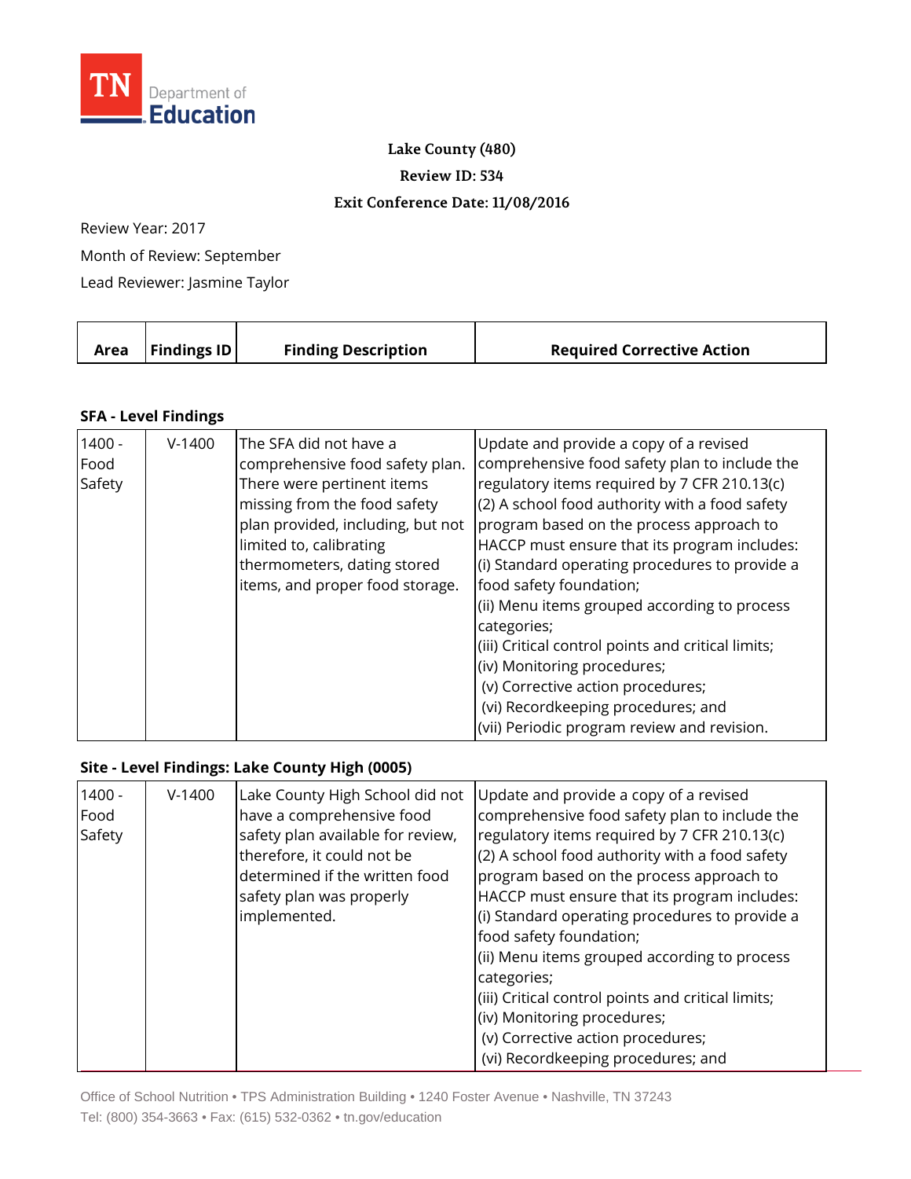TN Department of Education

**Lake County (480)**

**Review ID: 534**

**Exit Conference Date: 11/08/2016**

Review Year: 2017

Month of Review: September

Lead Reviewer: Jasmine Taylor

| Area | Findings ID | Finding Description | Required Corrective Action |
|---|---|---|---|

### SFA - Level Findings

| Area | Findings ID | Finding Description | Required Corrective Action |
|---|---|---|---|
| 1400 - Food Safety | V-1400 | The SFA did not have a comprehensive food safety plan. There were pertinent items missing from the food safety plan provided, including, but not limited to, calibrating thermometers, dating stored items, and proper food storage. | Update and provide a copy of a revised comprehensive food safety plan to include the regulatory items required by 7 CFR 210.13(c) (2) A school food authority with a food safety program based on the process approach to HACCP must ensure that its program includes: (i) Standard operating procedures to provide a food safety foundation; (ii) Menu items grouped according to process categories; (iii) Critical control points and critical limits; (iv) Monitoring procedures; (v) Corrective action procedures; (vi) Recordkeeping procedures; and (vii) Periodic program review and revision. |

### Site - Level Findings: Lake County High (0005)

| Area | Findings ID | Finding Description | Required Corrective Action |
|---|---|---|---|
| 1400 - Food Safety | V-1400 | Lake County High School did not have a comprehensive food safety plan available for review, therefore, it could not be determined if the written food safety plan was properly implemented. | Update and provide a copy of a revised comprehensive food safety plan to include the regulatory items required by 7 CFR 210.13(c) (2) A school food authority with a food safety program based on the process approach to HACCP must ensure that its program includes: (i) Standard operating procedures to provide a food safety foundation; (ii) Menu items grouped according to process categories; (iii) Critical control points and critical limits; (iv) Monitoring procedures; (v) Corrective action procedures; (vi) Recordkeeping procedures; and |

Office of School Nutrition • TPS Administration Building • 1240 Foster Avenue • Nashville, TN 37243
Tel: (800) 354-3663 • Fax: (615) 532-0362 • tn.gov/education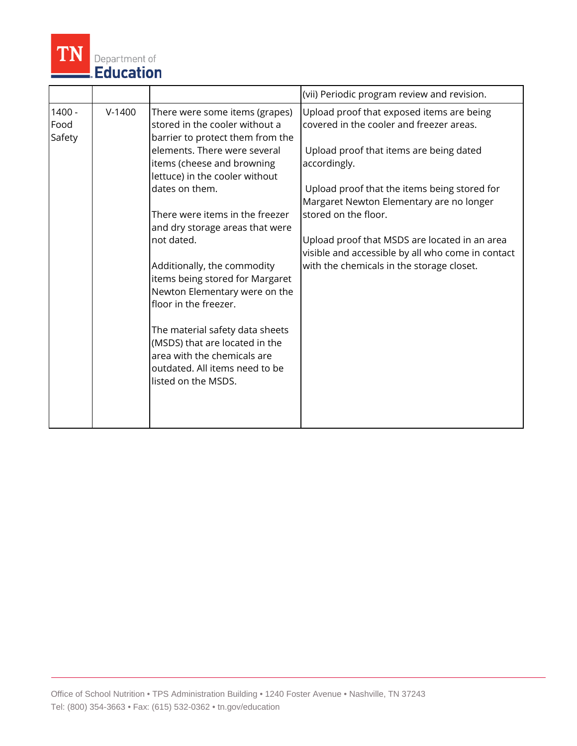| | | | |
|---|---|---|---|
| | | | (vii) Periodic program review and revision. |
| 1400 - Food Safety | V-1400 | There were some items (grapes) stored in the cooler without a barrier to protect them from the elements. There were several items (cheese and browning lettuce) in the cooler without dates on them.<br><br>There were items in the freezer and dry storage areas that were not dated.<br><br>Additionally, the commodity items being stored for Margaret Newton Elementary were on the floor in the freezer.<br><br>The material safety data sheets (MSDS) that are located in the area with the chemicals are outdated. All items need to be listed on the MSDS. | Upload proof that exposed items are being covered in the cooler and freezer areas.<br><br>Upload proof that items are being dated accordingly.<br><br>Upload proof that the items being stored for Margaret Newton Elementary are no longer stored on the floor.<br><br>Upload proof that MSDS are located in an area visible and accessible by all who come in contact with the chemicals in the storage closet. |